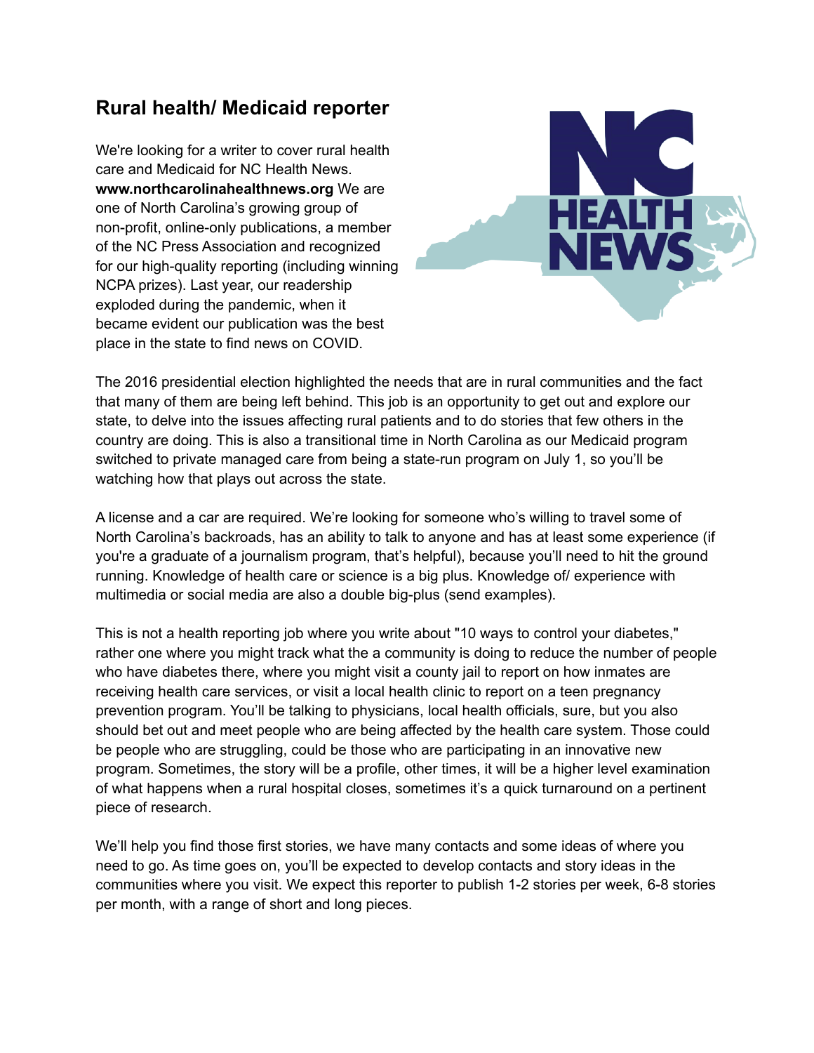## Rural health/ Medicaid reporter

We're looking for a writer to cover rural health care and Medicaid for NC Health News. **www.northcarolinahealthnews.org** We are one of North Carolina's growing group of non-profit, online-only publications, a member of the NC Press Association and recognized for our high-quality reporting (including winning NCPA prizes). Last year, our readership exploded during the pandemic, when it became evident our publication was the best place in the state to find news on COVID.

The 2016 presidential election highlighted the needs that are in rural communities and the fact that many of them are being left behind. This job is an opportunity to get out and explore our state, to delve into the issues affecting rural patients and to do stories that few others in the country are doing. This is also a transitional time in North Carolina as our Medicaid program switched to private managed care from being a state-run program on July 1, so you'll be watching how that plays out across the state.

A license and a car are required. We're looking for someone who's willing to travel some of North Carolina's backroads, has an ability to talk to anyone and has at least some experience (if you're a graduate of a journalism program, that's helpful), because you'll need to hit the ground running. Knowledge of health care or science is a big plus. Knowledge of/ experience with multimedia or social media are also a double big-plus (send examples).

This is not a health reporting job where you write about "10 ways to control your diabetes," rather one where you might track what the a community is doing to reduce the number of people who have diabetes there, where you might visit a county jail to report on how inmates are receiving health care services, or visit a local health clinic to report on a teen pregnancy prevention program. You'll be talking to physicians, local health officials, sure, but you also should bet out and meet people who are being affected by the health care system. Those could be people who are struggling, could be those who are participating in an innovative new program. Sometimes, the story will be a profile, other times, it will be a higher level examination of what happens when a rural hospital closes, sometimes it's a quick turnaround on a pertinent piece of research.

We'll help you find those first stories, we have many contacts and some ideas of where you need to go. As time goes on, you'll be expected to develop contacts and story ideas in the communities where you visit. We expect this reporter to publish 1-2 stories per week, 6-8 stories per month, with a range of short and long pieces.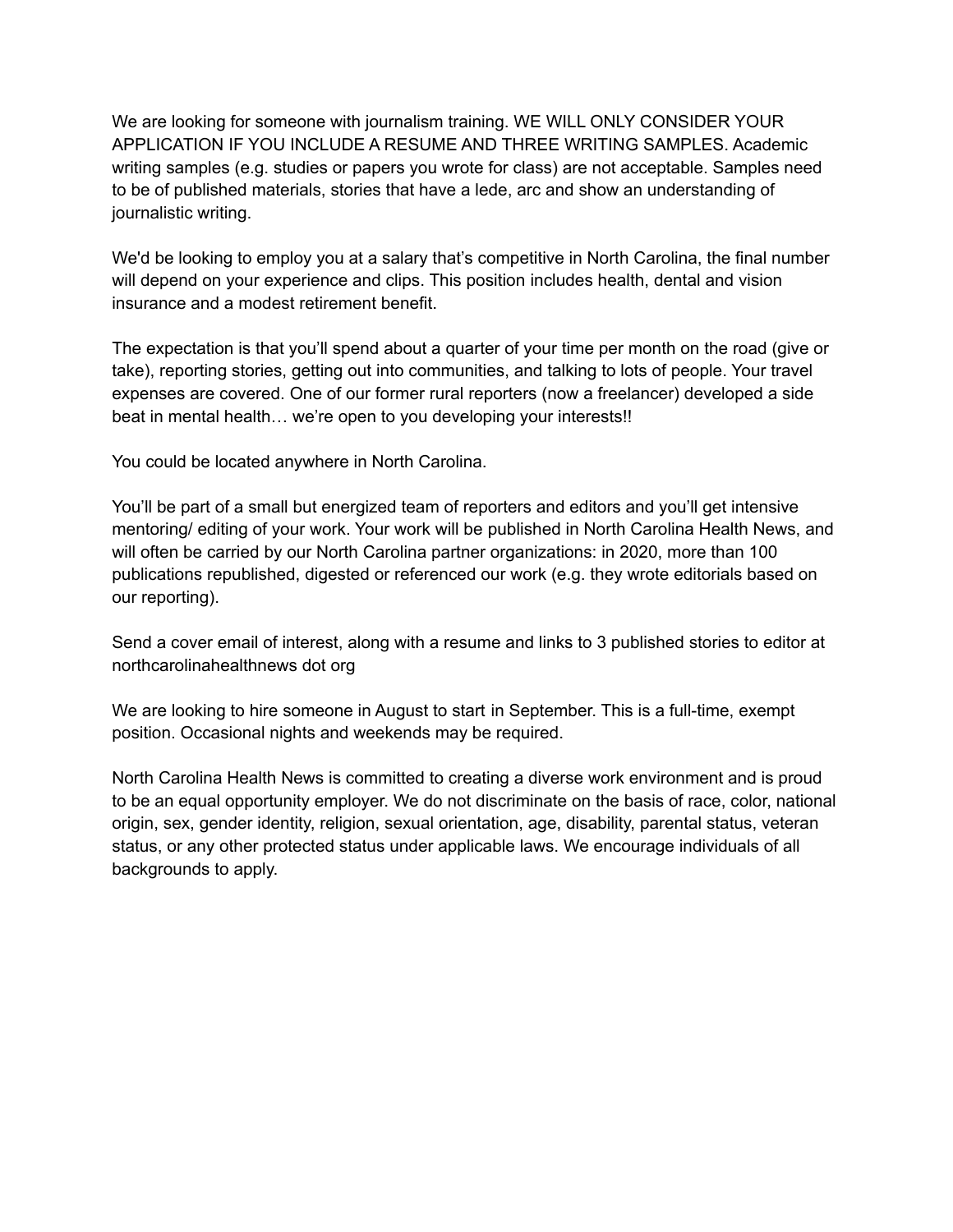We are looking for someone with journalism training. WE WILL ONLY CONSIDER YOUR APPLICATION IF YOU INCLUDE A RESUME AND THREE WRITING SAMPLES. Academic writing samples (e.g. studies or papers you wrote for class) are not acceptable. Samples need to be of published materials, stories that have a lede, arc and show an understanding of journalistic writing.

We'd be looking to employ you at a salary that's competitive in North Carolina, the final number will depend on your experience and clips. This position includes health, dental and vision insurance and a modest retirement benefit.

The expectation is that you'll spend about a quarter of your time per month on the road (give or take), reporting stories, getting out into communities, and talking to lots of people. Your travel expenses are covered. One of our former rural reporters (now a freelancer) developed a side beat in mental health… we're open to you developing your interests!!

You could be located anywhere in North Carolina.

You'll be part of a small but energized team of reporters and editors and you'll get intensive mentoring/ editing of your work. Your work will be published in North Carolina Health News, and will often be carried by our North Carolina partner organizations: in 2020, more than 100 publications republished, digested or referenced our work (e.g. they wrote editorials based on our reporting).

Send a cover email of interest, along with a resume and links to 3 published stories to editor at northcarolinahealthnews dot org

We are looking to hire someone in August to start in September. This is a full-time, exempt position. Occasional nights and weekends may be required.

North Carolina Health News is committed to creating a diverse work environment and is proud to be an equal opportunity employer. We do not discriminate on the basis of race, color, national origin, sex, gender identity, religion, sexual orientation, age, disability, parental status, veteran status, or any other protected status under applicable laws. We encourage individuals of all backgrounds to apply.